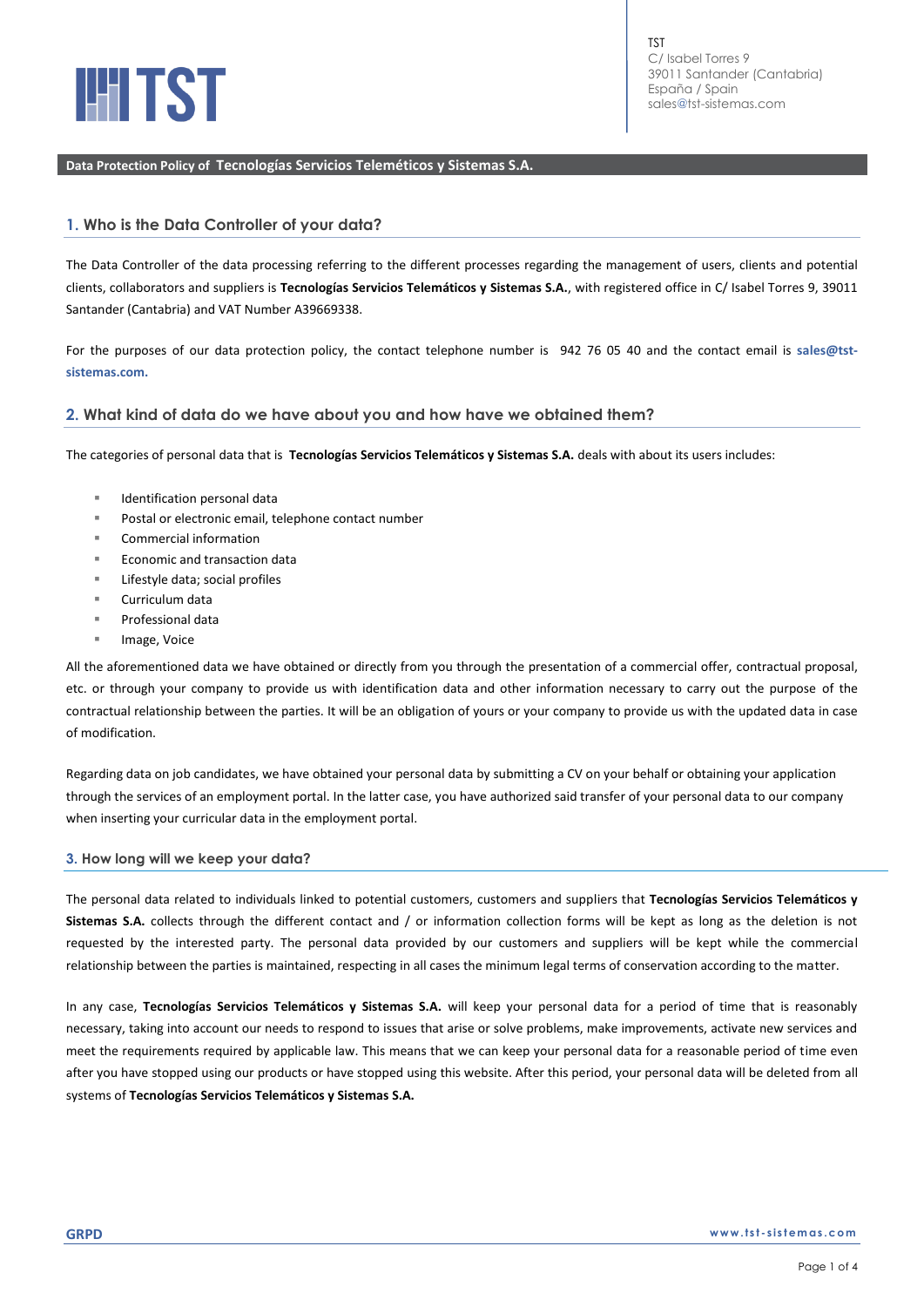TST
C/ Isabel Torres 9
39011 Santander (Cantabria)
España / Spain
sales@tst-sistemas.com

**Data Protection Policy of Tecnologías Servicios Teleméticos y Sistemas S.A.**

## 1. Who is the Data Controller of your data?

The Data Controller of the data processing referring to the different processes regarding the management of users, clients and potential clients, collaborators and suppliers is **Tecnologías Servicios Telemáticos y Sistemas S.A.**, with registered office in C/ Isabel Torres 9, 39011 Santander (Cantabria) and VAT Number A39669338.

For the purposes of our data protection policy, the contact telephone number is 942 76 05 40 and the contact email is **sales@tst-sistemas.com.**

## 2. What kind of data do we have about you and how have we obtained them?

The categories of personal data that is **Tecnologías Servicios Telemáticos y Sistemas S.A.** deals with about its users includes:

- Identification personal data
- Postal or electronic email, telephone contact number
- Commercial information
- Economic and transaction data
- Lifestyle data; social profiles
- Curriculum data
- Professional data
- Image, Voice

All the aforementioned data we have obtained or directly from you through the presentation of a commercial offer, contractual proposal, etc. or through your company to provide us with identification data and other information necessary to carry out the purpose of the contractual relationship between the parties. It will be an obligation of yours or your company to provide us with the updated data in case of modification.

Regarding data on job candidates, we have obtained your personal data by submitting a CV on your behalf or obtaining your application through the services of an employment portal. In the latter case, you have authorized said transfer of your personal data to our company when inserting your curricular data in the employment portal.

## 3. How long will we keep your data?

The personal data related to individuals linked to potential customers, customers and suppliers that **Tecnologías Servicios Telemáticos y Sistemas S.A.** collects through the different contact and / or information collection forms will be kept as long as the deletion is not requested by the interested party. The personal data provided by our customers and suppliers will be kept while the commercial relationship between the parties is maintained, respecting in all cases the minimum legal terms of conservation according to the matter.

In any case, **Tecnologías Servicios Telemáticos y Sistemas S.A.** will keep your personal data for a period of time that is reasonably necessary, taking into account our needs to respond to issues that arise or solve problems, make improvements, activate new services and meet the requirements required by applicable law. This means that we can keep your personal data for a reasonable period of time even after you have stopped using our products or have stopped using this website. After this period, your personal data will be deleted from all systems of **Tecnologías Servicios Telemáticos y Sistemas S.A.**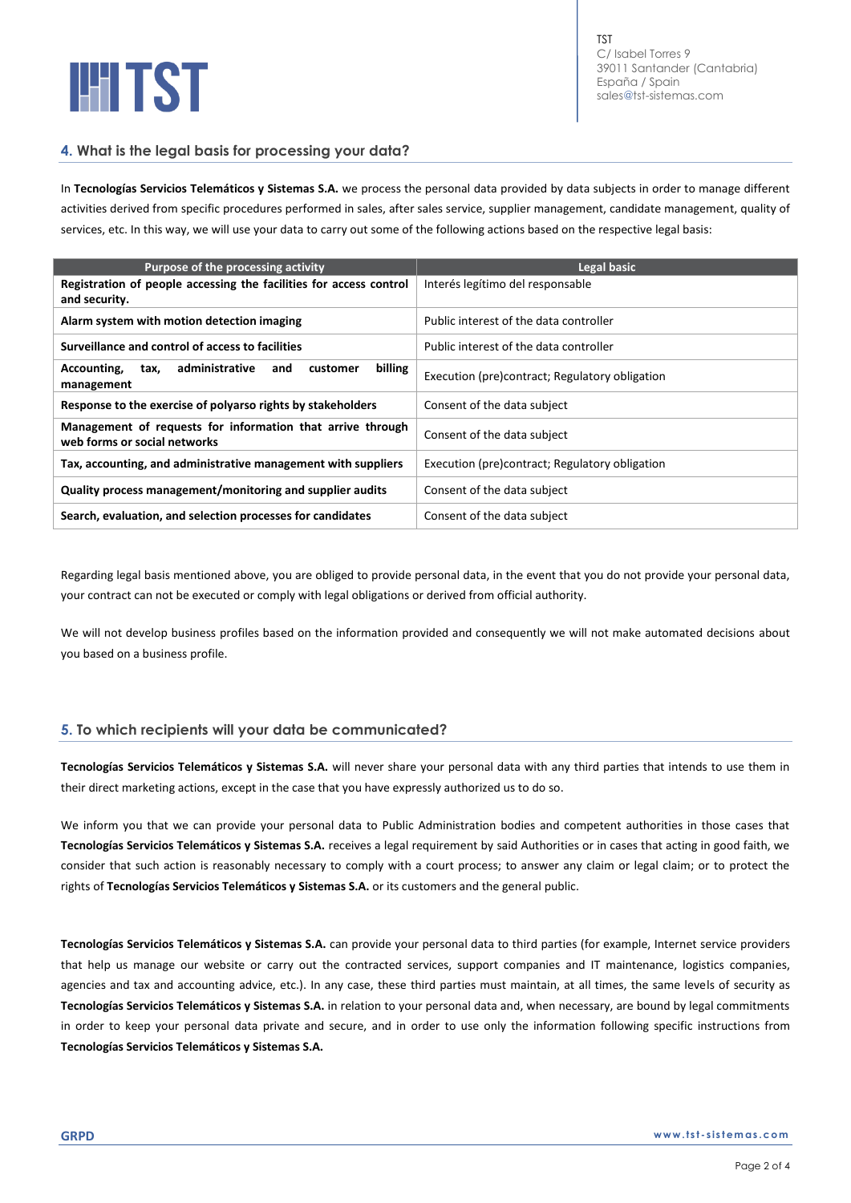## 4. What is the legal basis for processing your data?

In **Tecnologías Servicios Telemáticos y Sistemas S.A.** we process the personal data provided by data subjects in order to manage different activities derived from specific procedures performed in sales, after sales service, supplier management, candidate management, quality of services, etc. In this way, we will use your data to carry out some of the following actions based on the respective legal basis:

| Purpose of the processing activity | Legal basic |
|---|---|
| **Registration of people accessing the facilities for access control and security.** | Interés legítimo del responsable |
| **Alarm system with motion detection imaging** | Public interest of the data controller |
| **Surveillance and control of access to facilities** | Public interest of the data controller |
| **Accounting, tax, administrative and customer billing management** | Execution (pre)contract; Regulatory obligation |
| **Response to the exercise of polyarso rights by stakeholders** | Consent of the data subject |
| **Management of requests for information that arrive through web forms or social networks** | Consent of the data subject |
| **Tax, accounting, and administrative management with suppliers** | Execution (pre)contract; Regulatory obligation |
| **Quality process management/monitoring and supplier audits** | Consent of the data subject |
| **Search, evaluation, and selection processes for candidates** | Consent of the data subject |

Regarding legal basis mentioned above, you are obliged to provide personal data, in the event that you do not provide your personal data, your contract can not be executed or comply with legal obligations or derived from official authority.

We will not develop business profiles based on the information provided and consequently we will not make automated decisions about you based on a business profile.

## 5. To which recipients will your data be communicated?

**Tecnologías Servicios Telemáticos y Sistemas S.A.** will never share your personal data with any third parties that intends to use them in their direct marketing actions, except in the case that you have expressly authorized us to do so.

We inform you that we can provide your personal data to Public Administration bodies and competent authorities in those cases that **Tecnologías Servicios Telemáticos y Sistemas S.A.** receives a legal requirement by said Authorities or in cases that acting in good faith, we consider that such action is reasonably necessary to comply with a court process; to answer any claim or legal claim; or to protect the rights of **Tecnologías Servicios Telemáticos y Sistemas S.A.** or its customers and the general public.

**Tecnologías Servicios Telemáticos y Sistemas S.A.** can provide your personal data to third parties (for example, Internet service providers that help us manage our website or carry out the contracted services, support companies and IT maintenance, logistics companies, agencies and tax and accounting advice, etc.). In any case, these third parties must maintain, at all times, the same levels of security as **Tecnologías Servicios Telemáticos y Sistemas S.A.** in relation to your personal data and, when necessary, are bound by legal commitments in order to keep your personal data private and secure, and in order to use only the information following specific instructions from **Tecnologías Servicios Telemáticos y Sistemas S.A.**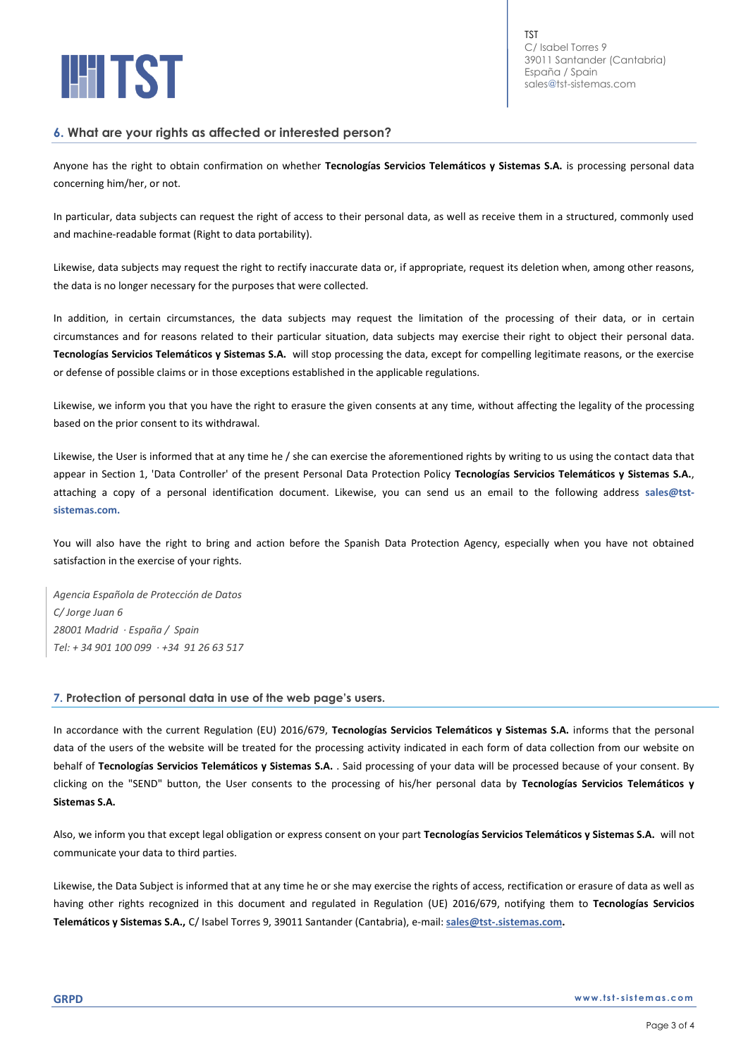## 6. What are your rights as affected or interested person?

Anyone has the right to obtain confirmation on whether **Tecnologías Servicios Telemáticos y Sistemas S.A.** is processing personal data concerning him/her, or not.

In particular, data subjects can request the right of access to their personal data, as well as receive them in a structured, commonly used and machine-readable format (Right to data portability).

Likewise, data subjects may request the right to rectify inaccurate data or, if appropriate, request its deletion when, among other reasons, the data is no longer necessary for the purposes that were collected.

In addition, in certain circumstances, the data subjects may request the limitation of the processing of their data, or in certain circumstances and for reasons related to their particular situation, data subjects may exercise their right to object their personal data. **Tecnologías Servicios Telemáticos y Sistemas S.A.** will stop processing the data, except for compelling legitimate reasons, or the exercise or defense of possible claims or in those exceptions established in the applicable regulations.

Likewise, we inform you that you have the right to erasure the given consents at any time, without affecting the legality of the processing based on the prior consent to its withdrawal.

Likewise, the User is informed that at any time he / she can exercise the aforementioned rights by writing to us using the contact data that appear in Section 1, 'Data Controller' of the present Personal Data Protection Policy **Tecnologías Servicios Telemáticos y Sistemas S.A.**, attaching a copy of a personal identification document. Likewise, you can send us an email to the following address **sales@tst-sistemas.com.**

You will also have the right to bring and action before the Spanish Data Protection Agency, especially when you have not obtained satisfaction in the exercise of your rights.

*Agencia Española de Protección de Datos*
*C/ Jorge Juan 6*
*28001 Madrid · España / Spain*
*Tel: + 34 901 100 099 · +34 91 26 63 517*

## 7. Protection of personal data in use of the web page's users.

In accordance with the current Regulation (EU) 2016/679, **Tecnologías Servicios Telemáticos y Sistemas S.A.** informs that the personal data of the users of the website will be treated for the processing activity indicated in each form of data collection from our website on behalf of **Tecnologías Servicios Telemáticos y Sistemas S.A.** . Said processing of your data will be processed because of your consent. By clicking on the "SEND" button, the User consents to the processing of his/her personal data by **Tecnologías Servicios Telemáticos y Sistemas S.A.**

Also, we inform you that except legal obligation or express consent on your part **Tecnologías Servicios Telemáticos y Sistemas S.A.** will not communicate your data to third parties.

Likewise, the Data Subject is informed that at any time he or she may exercise the rights of access, rectification or erasure of data as well as having other rights recognized in this document and regulated in Regulation (UE) 2016/679, notifying them to **Tecnologías Servicios Telemáticos y Sistemas S.A.,** C/ Isabel Torres 9, 39011 Santander (Cantabria), e-mail: **sales@tst-.sistemas.com.**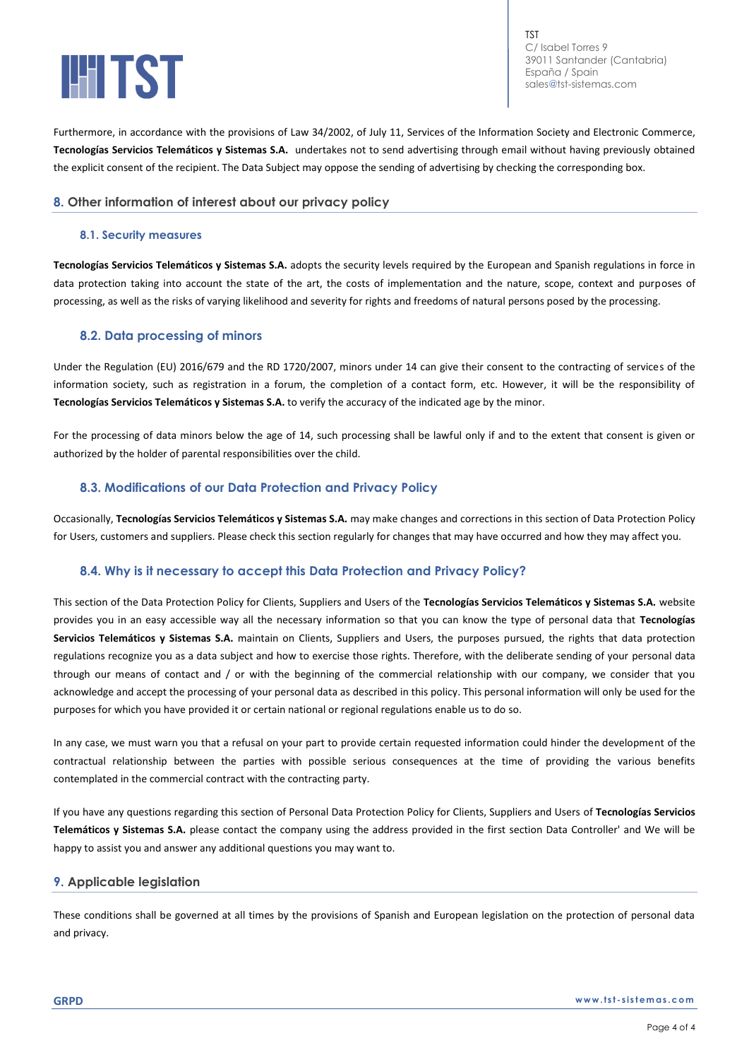Furthermore, in accordance with the provisions of Law 34/2002, of July 11, Services of the Information Society and Electronic Commerce, **Tecnologías Servicios Telemáticos y Sistemas S.A.** undertakes not to send advertising through email without having previously obtained the explicit consent of the recipient. The Data Subject may oppose the sending of advertising by checking the corresponding box.

## 8. Other information of interest about our privacy policy

### 8.1. Security measures

**Tecnologías Servicios Telemáticos y Sistemas S.A.** adopts the security levels required by the European and Spanish regulations in force in data protection taking into account the state of the art, the costs of implementation and the nature, scope, context and purposes of processing, as well as the risks of varying likelihood and severity for rights and freedoms of natural persons posed by the processing.

### 8.2. Data processing of minors

Under the Regulation (EU) 2016/679 and the RD 1720/2007, minors under 14 can give their consent to the contracting of services of the information society, such as registration in a forum, the completion of a contact form, etc. However, it will be the responsibility of **Tecnologías Servicios Telemáticos y Sistemas S.A.** to verify the accuracy of the indicated age by the minor.

For the processing of data minors below the age of 14, such processing shall be lawful only if and to the extent that consent is given or authorized by the holder of parental responsibilities over the child.

### 8.3. Modifications of our Data Protection and Privacy Policy

Occasionally, **Tecnologías Servicios Telemáticos y Sistemas S.A.** may make changes and corrections in this section of Data Protection Policy for Users, customers and suppliers. Please check this section regularly for changes that may have occurred and how they may affect you.

### 8.4. Why is it necessary to accept this Data Protection and Privacy Policy?

This section of the Data Protection Policy for Clients, Suppliers and Users of the **Tecnologías Servicios Telemáticos y Sistemas S.A.** website provides you in an easy accessible way all the necessary information so that you can know the type of personal data that **Tecnologías Servicios Telemáticos y Sistemas S.A.** maintain on Clients, Suppliers and Users, the purposes pursued, the rights that data protection regulations recognize you as a data subject and how to exercise those rights. Therefore, with the deliberate sending of your personal data through our means of contact and / or with the beginning of the commercial relationship with our company, we consider that you acknowledge and accept the processing of your personal data as described in this policy. This personal information will only be used for the purposes for which you have provided it or certain national or regional regulations enable us to do so.

In any case, we must warn you that a refusal on your part to provide certain requested information could hinder the development of the contractual relationship between the parties with possible serious consequences at the time of providing the various benefits contemplated in the commercial contract with the contracting party.

If you have any questions regarding this section of Personal Data Protection Policy for Clients, Suppliers and Users of **Tecnologías Servicios Telemáticos y Sistemas S.A.** please contact the company using the address provided in the first section Data Controller' and We will be happy to assist you and answer any additional questions you may want to.

## 9. Applicable legislation

These conditions shall be governed at all times by the provisions of Spanish and European legislation on the protection of personal data and privacy.